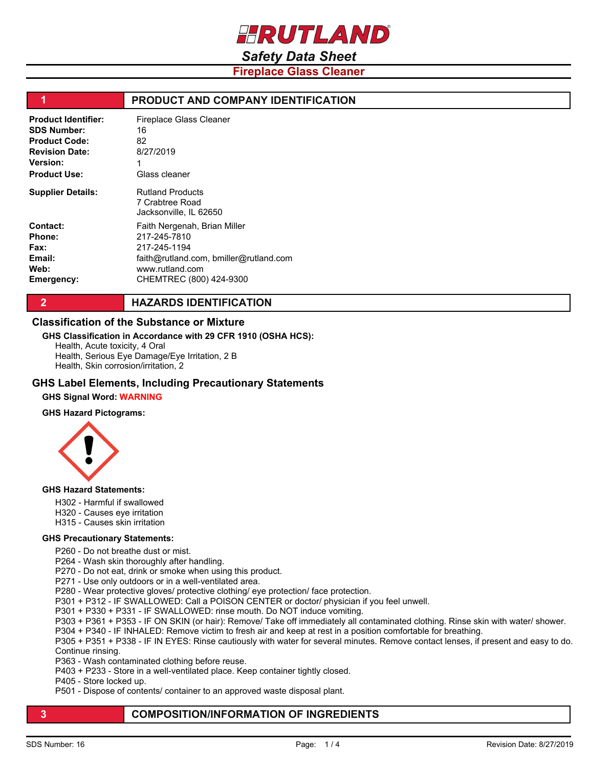# RUTLAND

## Safety Data Sheet

## Fireplace Glass Cleaner

## 1 PRODUCT AND COMPANY IDENTIFICATION

**Product Identifier:** Fireplace Glass Cleaner
**SDS Number:** 16
**Product Code:** 82
**Revision Date:** 8/27/2019
**Version:** 1
**Product Use:** Glass cleaner

**Supplier Details:** Rutland Products
7 Crabtree Road
Jacksonville, IL 62650

**Contact:** Faith Nergenah, Brian Miller
**Phone:** 217-245-7810
**Fax:** 217-245-1194
**Email:** faith@rutland.com, bmiller@rutland.com
**Web:** www.rutland.com
**Emergency:** CHEMTREC (800) 424-9300

## 2 HAZARDS IDENTIFICATION

### Classification of the Substance or Mixture

**GHS Classification in Accordance with 29 CFR 1910 (OSHA HCS):**

Health, Acute toxicity, 4 Oral
Health, Serious Eye Damage/Eye Irritation, 2 B
Health, Skin corrosion/irritation, 2

### GHS Label Elements, Including Precautionary Statements

**GHS Signal Word:** WARNING

**GHS Hazard Pictograms:**

**GHS Hazard Statements:**

H302 - Harmful if swallowed
H320 - Causes eye irritation
H315 - Causes skin irritation

**GHS Precautionary Statements:**

P260 - Do not breathe dust or mist.
P264 - Wash skin thoroughly after handling.
P270 - Do not eat, drink or smoke when using this product.
P271 - Use only outdoors or in a well-ventilated area.
P280 - Wear protective gloves/ protective clothing/ eye protection/ face protection.
P301 + P312 - IF SWALLOWED: Call a POISON CENTER or doctor/ physician if you feel unwell.
P301 + P330 + P331 - IF SWALLOWED: rinse mouth. Do NOT induce vomiting.
P303 + P361 + P353 - IF ON SKIN (or hair): Remove/ Take off immediately all contaminated clothing. Rinse skin with water/ shower.
P304 + P340 - IF INHALED: Remove victim to fresh air and keep at rest in a position comfortable for breathing.
P305 + P351 + P338 - IF IN EYES: Rinse cautiously with water for several minutes. Remove contact lenses, if present and easy to do. Continue rinsing.
P363 - Wash contaminated clothing before reuse.
P403 + P233 - Store in a well-ventilated place. Keep container tightly closed.
P405 - Store locked up.
P501 - Dispose of contents/ container to an approved waste disposal plant.

## 3 COMPOSITION/INFORMATION OF INGREDIENTS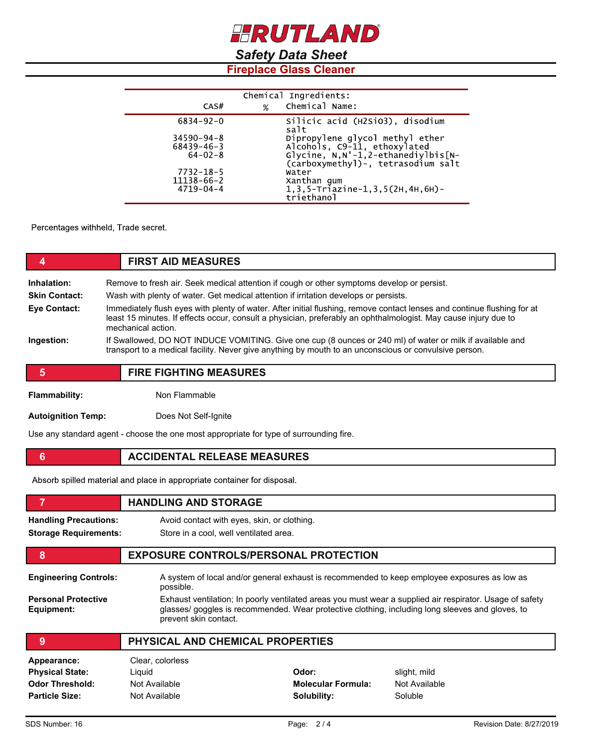| CAS# | % | Chemical Name: |
|---|---|---|
| 6834-92-0 | | Silicic acid (H2SiO3), disodium salt |
| 34590-94-8 | | Dipropylene glycol methyl ether |
| 68439-46-3 | | Alcohols, C9-11, ethoxylated |
| 64-02-8 | | Glycine, N,N'-1,2-ethanediylbis[N-(carboxymethyl)-, tetrasodium salt |
| 7732-18-5 | | Water |
| 11138-66-2 | | Xanthan gum |
| 4719-04-4 | | 1,3,5-Triazine-1,3,5(2H,4H,6H)-triethanol |

Percentages withheld, Trade secret.

## 4 FIRST AID MEASURES

**Inhalation:** Remove to fresh air. Seek medical attention if cough or other symptoms develop or persist.

**Skin Contact:** Wash with plenty of water. Get medical attention if irritation develops or persists.

**Eye Contact:** Immediately flush eyes with plenty of water. After initial flushing, remove contact lenses and continue flushing for at least 15 minutes. If effects occur, consult a physician, preferably an ophthalmologist. May cause injury due to mechanical action.

**Ingestion:** If Swallowed, DO NOT INDUCE VOMITING. Give one cup (8 ounces or 240 ml) of water or milk if available and transport to a medical facility. Never give anything by mouth to an unconscious or convulsive person.

## 5 FIRE FIGHTING MEASURES

**Flammability:** Non Flammable

**Autoignition Temp:** Does Not Self-Ignite

Use any standard agent - choose the one most appropriate for type of surrounding fire.

## 6 ACCIDENTAL RELEASE MEASURES

Absorb spilled material and place in appropriate container for disposal.

## 7 HANDLING AND STORAGE

**Handling Precautions:** Avoid contact with eyes, skin, or clothing.

**Storage Requirements:** Store in a cool, well ventilated area.

## 8 EXPOSURE CONTROLS/PERSONAL PROTECTION

**Engineering Controls:** A system of local and/or general exhaust is recommended to keep employee exposures as low as possible.

**Personal Protective Equipment:** Exhaust ventilation; In poorly ventilated areas you must wear a supplied air respirator. Usage of safety glasses/ goggles is recommended. Wear protective clothing, including long sleeves and gloves, to prevent skin contact.

## 9 PHYSICAL AND CHEMICAL PROPERTIES

**Appearance:** Clear, colorless

| | | | |
|---|---|---|---|
| **Physical State:** | Liquid | **Odor:** | slight, mild |
| **Odor Threshold:** | Not Available | **Molecular Formula:** | Not Available |
| **Particle Size:** | Not Available | **Solubility:** | Soluble |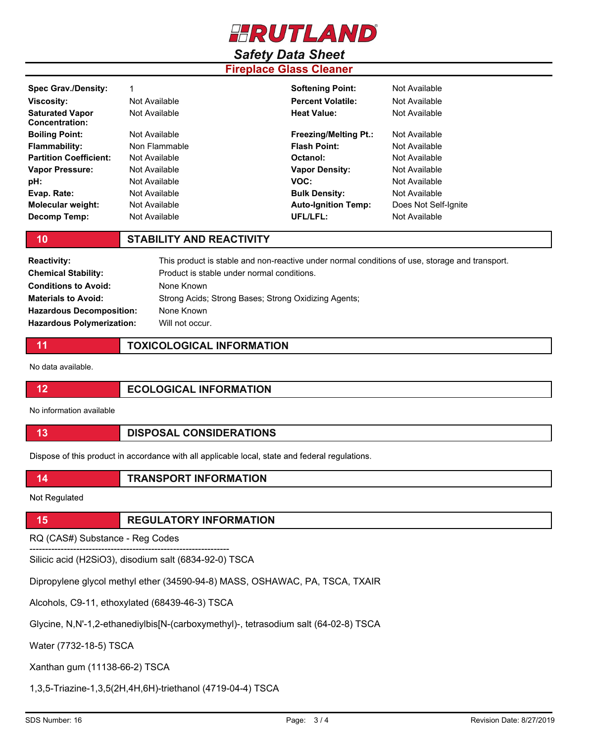# Safety Data Sheet

## Fireplace Glass Cleaner

| | | | |
|---|---|---|---|
| **Spec Grav./Density:** | 1 | **Softening Point:** | Not Available |
| **Viscosity:** | Not Available | **Percent Volatile:** | Not Available |
| **Saturated Vapor Concentration:** | Not Available | **Heat Value:** | Not Available |
| **Boiling Point:** | Not Available | **Freezing/Melting Pt.:** | Not Available |
| **Flammability:** | Non Flammable | **Flash Point:** | Not Available |
| **Partition Coefficient:** | Not Available | **Octanol:** | Not Available |
| **Vapor Pressure:** | Not Available | **Vapor Density:** | Not Available |
| **pH:** | Not Available | **VOC:** | Not Available |
| **Evap. Rate:** | Not Available | **Bulk Density:** | Not Available |
| **Molecular weight:** | Not Available | **Auto-Ignition Temp:** | Does Not Self-Ignite |
| **Decomp Temp:** | Not Available | **UFL/LFL:** | Not Available |

## 10 STABILITY AND REACTIVITY

| | |
|---|---|
| **Reactivity:** | This product is stable and non-reactive under normal conditions of use, storage and transport. |
| **Chemical Stability:** | Product is stable under normal conditions. |
| **Conditions to Avoid:** | None Known |
| **Materials to Avoid:** | Strong Acids; Strong Bases; Strong Oxidizing Agents; |
| **Hazardous Decomposition:** | None Known |
| **Hazardous Polymerization:** | Will not occur. |

## 11 TOXICOLOGICAL INFORMATION

No data available.

## 12 ECOLOGICAL INFORMATION

No information available

## 13 DISPOSAL CONSIDERATIONS

Dispose of this product in accordance with all applicable local, state and federal regulations.

## 14 TRANSPORT INFORMATION

Not Regulated

## 15 REGULATORY INFORMATION

RQ (CAS#) Substance - Reg Codes

----------------------------------------------------------------

Silicic acid (H2SiO3), disodium salt (6834-92-0) TSCA

Dipropylene glycol methyl ether (34590-94-8) MASS, OSHAWAC, PA, TSCA, TXAIR

Alcohols, C9-11, ethoxylated (68439-46-3) TSCA

Glycine, N,N'-1,2-ethanediylbis[N-(carboxymethyl)-, tetrasodium salt (64-02-8) TSCA

Water (7732-18-5) TSCA

Xanthan gum (11138-66-2) TSCA

1,3,5-Triazine-1,3,5(2H,4H,6H)-triethanol (4719-04-4) TSCA

SDS Number: 16 | Revision Date: 8/27/2019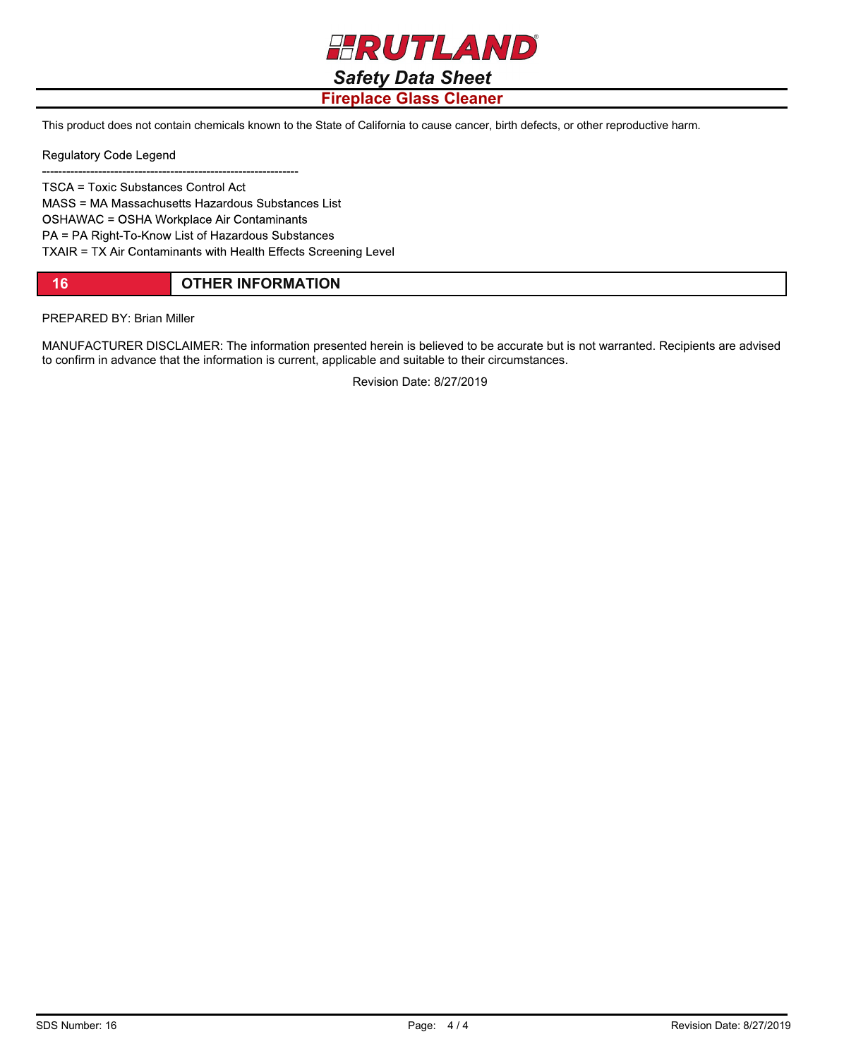This product does not contain chemicals known to the State of California to cause cancer, birth defects, or other reproductive harm.

Regulatory Code Legend

-----------------------------------------------------------------

TSCA = Toxic Substances Control Act

MASS = MA Massachusetts Hazardous Substances List

OSHAWAC = OSHA Workplace Air Contaminants

PA = PA Right-To-Know List of Hazardous Substances

TXAIR = TX Air Contaminants with Health Effects Screening Level

## 16 OTHER INFORMATION

PREPARED BY: Brian Miller

MANUFACTURER DISCLAIMER: The information presented herein is believed to be accurate but is not warranted. Recipients are advised to confirm in advance that the information is current, applicable and suitable to their circumstances.

Revision Date: 8/27/2019